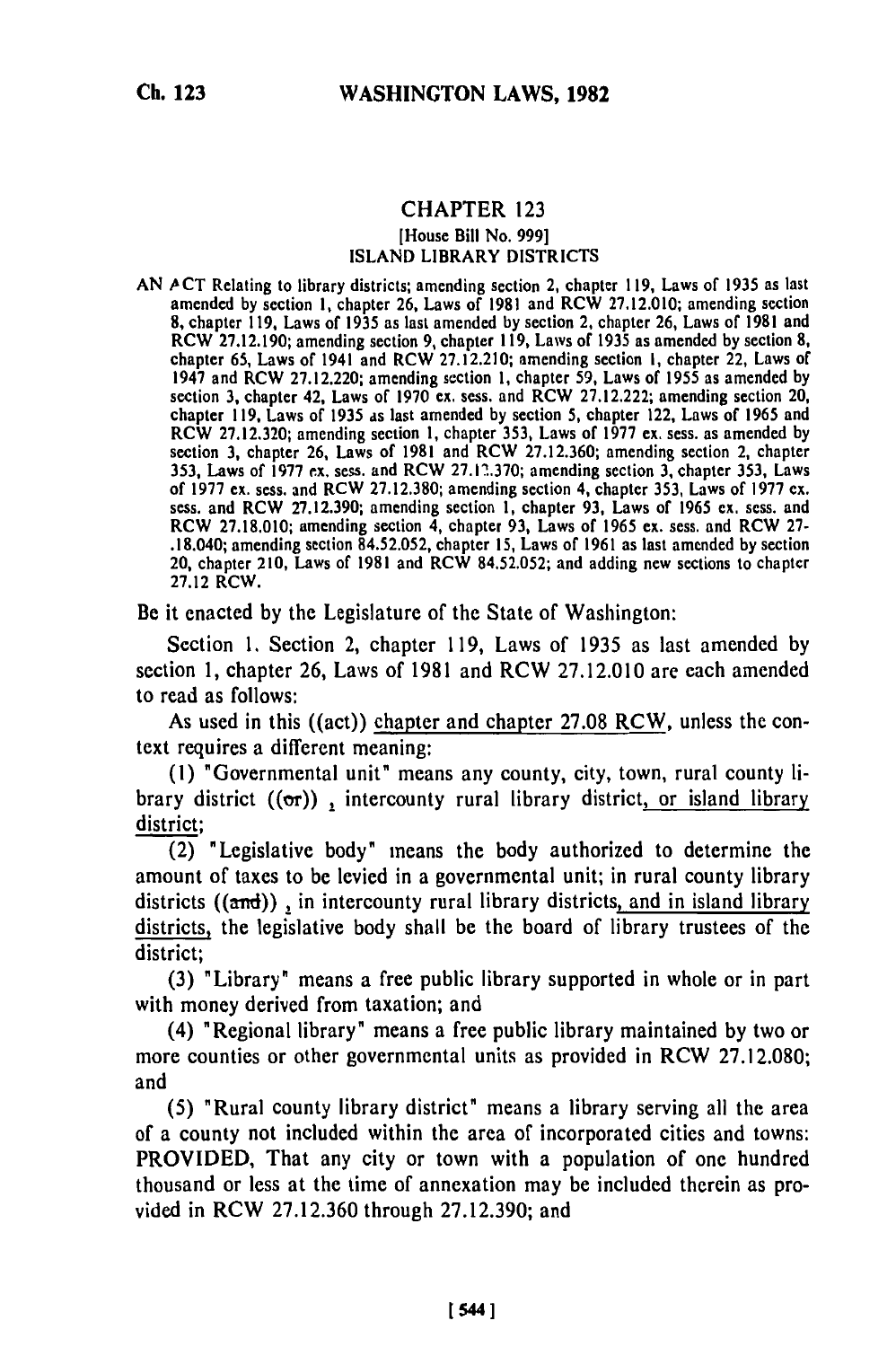# CHAPTER 123

[House Bill No. 999]

ISLAND LIBRARY DISTRICTS

AN ACT Relating to library districts; amending section 2, chapter 119, Laws of 1935 as last amended by section 1, chapter 26, Laws of 1981 and RCW 27.12.010; amending section 8, chapter 119, Laws of 1935 as last amended by section 2, chapter 26, Laws of 1981 and RCW 27.12.190; amending section 9, chapter 119, Laws of 1935 as amended by section 8, chapter 65, Laws of 1941 and RCW 27.12.210; amending section 1, chapter 22, Laws of 1947 and RCW 27.12.220; amending section 1, chapter 59, Laws of 1955 as amended by section 3, chapter 42, Laws of 1970 ex. sess. and RCW 27.12.222; amending section 20, chapter 119, Laws of 1935 as last amended by section 5, chapter 122, Laws of 1965 and RCW 27.12.320; amending section 1, chapter 353, Laws of 1977 ex. sess. as amended by section 3, chapter 26, Laws of 1981 and RCW 27.12.360; amending section 2, chapter 353, Laws of 1977 ex. sess. and RCW 27.12.370; amending section 3, chapter 353, Laws of 1977 ex. sess. and RCW 27.12.380; amending section 4, chapter 353, Laws of 1977 ex. sess. and RCW 27.12.390; amending section 1, chapter 93, Laws of 1965 ex. sess. and RCW 27.18.010; amending section 4, chapter 93, Laws of 1965 ex. sess. and RCW 27-.18.040; amending section 84.52.052, chapter 15, Laws of 1961 as last amended by section 20, chapter 210, Laws of 1981 and RCW 84.52.052; and adding new sections to chapter 27.12 RCW.

Be it enacted by the Legislature of the State of Washington:

Section 1. Section 2, chapter 119, Laws of 1935 as last amended by section 1, chapter 26, Laws of 1981 and RCW 27.12.010 are each amended to read as follows:

As used in this ((act)) chapter and chapter 27.08 RCW, unless the context requires a different meaning:

(1) "Governmental unit" means any county, city, town, rural county library district ((or)) , intercounty rural library district, or island library district;

(2) "Legislative body" means the body authorized to determine the amount of taxes to be levied in a governmental unit; in rural county library districts ((and)) , in intercounty rural library districts, and in island library districts, the legislative body shall be the board of library trustees of the district;

(3) "Library" means a free public library supported in whole or in part with money derived from taxation; and

(4) "Regional library" means a free public library maintained by two or more counties or other governmental units as provided in RCW 27.12.080; and

(5) "Rural county library district" means a library serving all the area of a county not included within the area of incorporated cities and towns: PROVIDED, That any city or town with a population of one hundred thousand or less at the time of annexation may be included therein as provided in RCW 27.12.360 through 27.12.390; and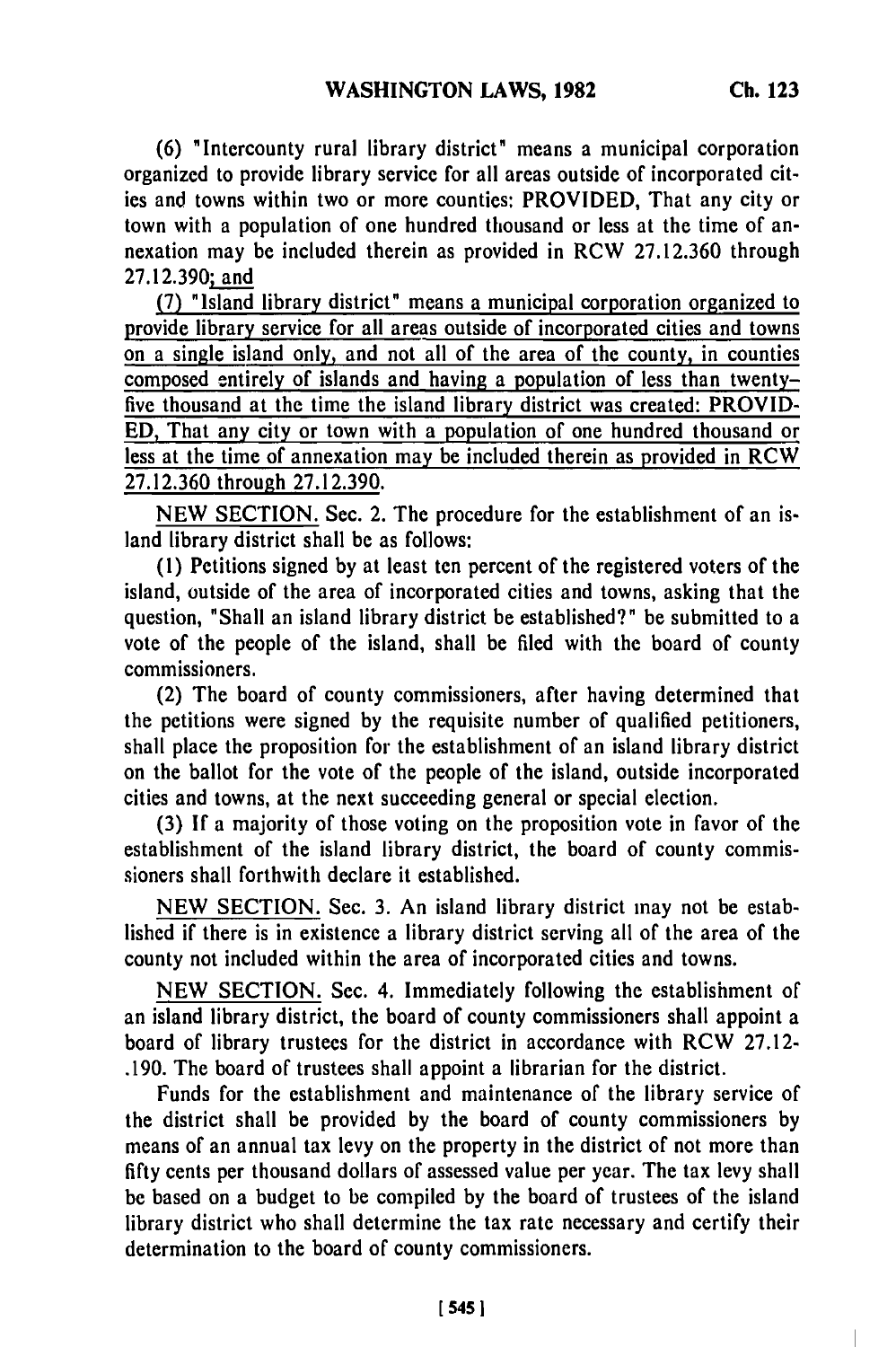(6) "Intercounty rural library district" means a municipal corporation organized to provide library service for all areas outside of incorporated cities and towns within two or more counties: PROVIDED, That any city or town with a population of one hundred thousand or less at the time of annexation may be included therein as provided in RCW 27.12.360 through 27.12.390; and

(7) "Island library district" means a municipal corporation organized to provide library service for all areas outside of incorporated cities and towns on a single island only, and not all of the area of the county, in counties composed entirely of islands and having a population of less than twenty-five thousand at the time the island library district was created: PROVIDED, That any city or town with a population of one hundred thousand or less at the time of annexation may be included therein as provided in RCW 27.12.360 through 27.12.390.

NEW SECTION. Sec. 2. The procedure for the establishment of an island library district shall be as follows:

(1) Petitions signed by at least ten percent of the registered voters of the island, outside of the area of incorporated cities and towns, asking that the question, "Shall an island library district be established?" be submitted to a vote of the people of the island, shall be filed with the board of county commissioners.

(2) The board of county commissioners, after having determined that the petitions were signed by the requisite number of qualified petitioners, shall place the proposition for the establishment of an island library district on the ballot for the vote of the people of the island, outside incorporated cities and towns, at the next succeeding general or special election.

(3) If a majority of those voting on the proposition vote in favor of the establishment of the island library district, the board of county commissioners shall forthwith declare it established.

NEW SECTION. Sec. 3. An island library district may not be established if there is in existence a library district serving all of the area of the county not included within the area of incorporated cities and towns.

NEW SECTION. Sec. 4. Immediately following the establishment of an island library district, the board of county commissioners shall appoint a board of library trustees for the district in accordance with RCW 27.12-.190. The board of trustees shall appoint a librarian for the district.

Funds for the establishment and maintenance of the library service of the district shall be provided by the board of county commissioners by means of an annual tax levy on the property in the district of not more than fifty cents per thousand dollars of assessed value per year. The tax levy shall be based on a budget to be compiled by the board of trustees of the island library district who shall determine the tax rate necessary and certify their determination to the board of county commissioners.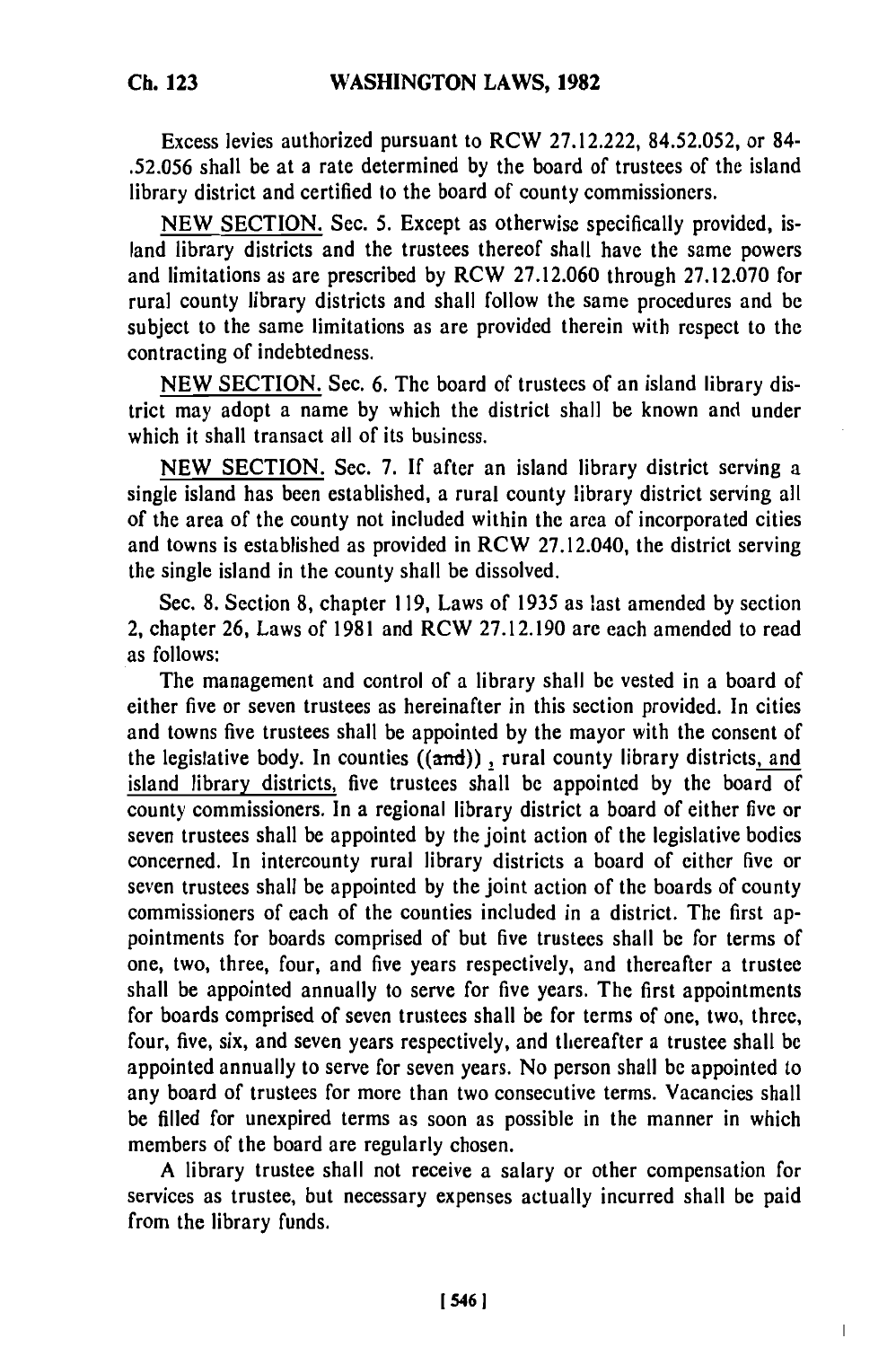Excess levies authorized pursuant to RCW 27.12.222, 84.52.052, or 84-.52.056 shall be at a rate determined by the board of trustees of the island library district and certified to the board of county commissioners.

NEW SECTION. Sec. 5. Except as otherwise specifically provided, island library districts and the trustees thereof shall have the same powers and limitations as are prescribed by RCW 27.12.060 through 27.12.070 for rural county library districts and shall follow the same procedures and be subject to the same limitations as are provided therein with respect to the contracting of indebtedness.

NEW SECTION. Sec. 6. The board of trustees of an island library district may adopt a name by which the district shall be known and under which it shall transact all of its business.

NEW SECTION. Sec. 7. If after an island library district serving a single island has been established, a rural county library district serving all of the area of the county not included within the area of incorporated cities and towns is established as provided in RCW 27.12.040, the district serving the single island in the county shall be dissolved.

Sec. 8. Section 8, chapter 119, Laws of 1935 as last amended by section 2, chapter 26, Laws of 1981 and RCW 27.12.190 are each amended to read as follows:

The management and control of a library shall be vested in a board of either five or seven trustees as hereinafter in this section provided. In cities and towns five trustees shall be appointed by the mayor with the consent of the legislative body. In counties ((~~and~~)), rural county library districts, and island library districts, five trustees shall be appointed by the board of county commissioners. In a regional library district a board of either five or seven trustees shall be appointed by the joint action of the legislative bodies concerned. In intercounty rural library districts a board of either five or seven trustees shall be appointed by the joint action of the boards of county commissioners of each of the counties included in a district. The first appointments for boards comprised of but five trustees shall be for terms of one, two, three, four, and five years respectively, and thereafter a trustee shall be appointed annually to serve for five years. The first appointments for boards comprised of seven trustees shall be for terms of one, two, three, four, five, six, and seven years respectively, and thereafter a trustee shall be appointed annually to serve for seven years. No person shall be appointed to any board of trustees for more than two consecutive terms. Vacancies shall be filled for unexpired terms as soon as possible in the manner in which members of the board are regularly chosen.

A library trustee shall not receive a salary or other compensation for services as trustee, but necessary expenses actually incurred shall be paid from the library funds.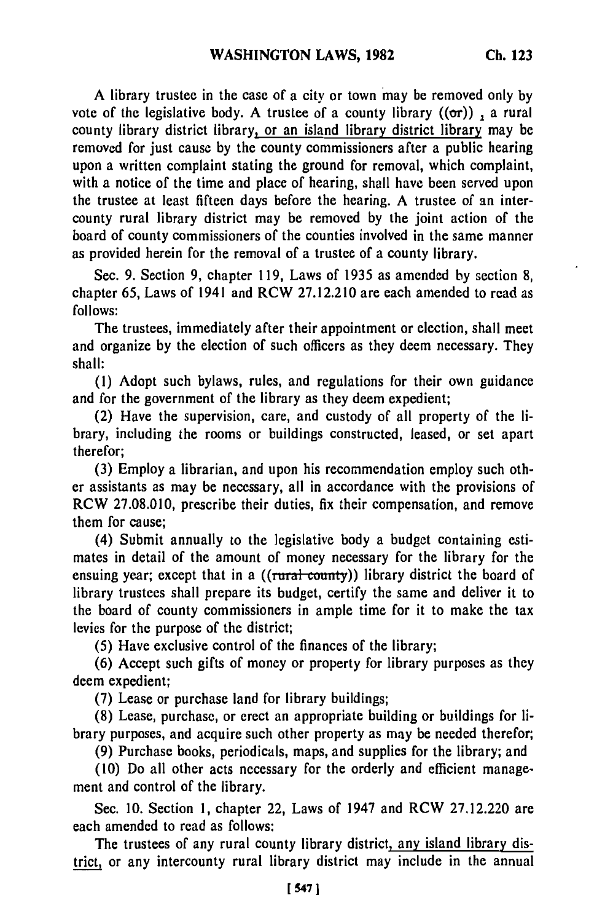A library trustee in the case of a city or town may be removed only by vote of the legislative body. A trustee of a county library ((or)) , a rural county library district library, or an island library district library may be removed for just cause by the county commissioners after a public hearing upon a written complaint stating the ground for removal, which complaint, with a notice of the time and place of hearing, shall have been served upon the trustee at least fifteen days before the hearing. A trustee of an intercounty rural library district may be removed by the joint action of the board of county commissioners of the counties involved in the same manner as provided herein for the removal of a trustee of a county library.

Sec. 9. Section 9, chapter 119, Laws of 1935 as amended by section 8, chapter 65, Laws of 1941 and RCW 27.12.210 are each amended to read as follows:

The trustees, immediately after their appointment or election, shall meet and organize by the election of such officers as they deem necessary. They shall:

(1) Adopt such bylaws, rules, and regulations for their own guidance and for the government of the library as they deem expedient;

(2) Have the supervision, care, and custody of all property of the library, including the rooms or buildings constructed, leased, or set apart therefor;

(3) Employ a librarian, and upon his recommendation employ such other assistants as may be necessary, all in accordance with the provisions of RCW 27.08.010, prescribe their duties, fix their compensation, and remove them for cause;

(4) Submit annually to the legislative body a budget containing estimates in detail of the amount of money necessary for the library for the ensuing year; except that in a ((rural county)) library district the board of library trustees shall prepare its budget, certify the same and deliver it to the board of county commissioners in ample time for it to make the tax levies for the purpose of the district;

(5) Have exclusive control of the finances of the library;

(6) Accept such gifts of money or property for library purposes as they deem expedient;

(7) Lease or purchase land for library buildings;

(8) Lease, purchase, or erect an appropriate building or buildings for library purposes, and acquire such other property as may be needed therefor;

(9) Purchase books, periodicals, maps, and supplies for the library; and

(10) Do all other acts necessary for the orderly and efficient management and control of the library.

Sec. 10. Section 1, chapter 22, Laws of 1947 and RCW 27.12.220 are each amended to read as follows:

The trustees of any rural county library district, any island library district, or any intercounty rural library district may include in the annual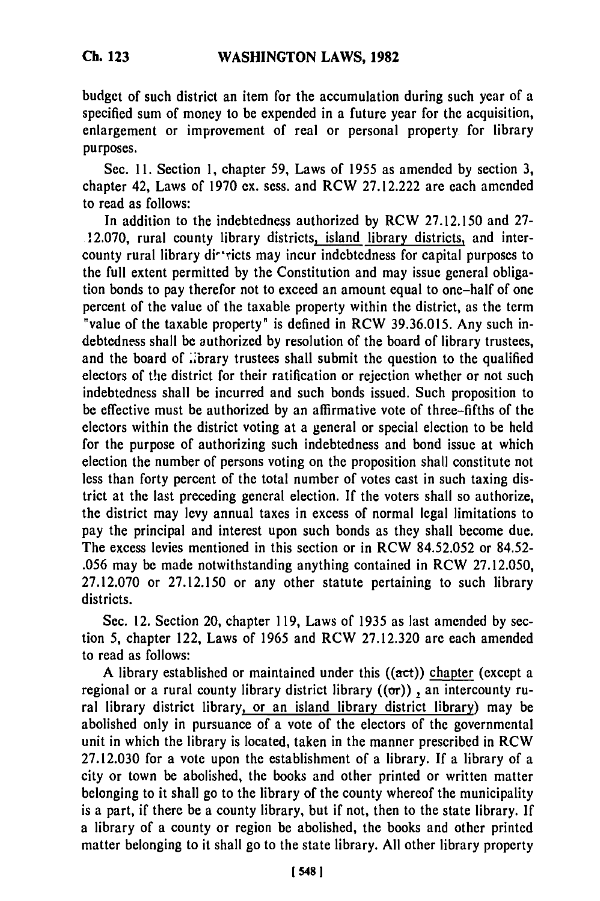budget of such district an item for the accumulation during such year of a specified sum of money to be expended in a future year for the acquisition, enlargement or improvement of real or personal property for library purposes.

Sec. 11. Section 1, chapter 59, Laws of 1955 as amended by section 3, chapter 42, Laws of 1970 ex. sess. and RCW 27.12.222 are each amended to read as follows:

In addition to the indebtedness authorized by RCW 27.12.150 and 27-12.070, rural county library districts, island library districts, and intercounty rural library districts may incur indebtedness for capital purposes to the full extent permitted by the Constitution and may issue general obligation bonds to pay therefor not to exceed an amount equal to one-half of one percent of the value of the taxable property within the district, as the term "value of the taxable property" is defined in RCW 39.36.015. Any such indebtedness shall be authorized by resolution of the board of library trustees, and the board of library trustees shall submit the question to the qualified electors of the district for their ratification or rejection whether or not such indebtedness shall be incurred and such bonds issued. Such proposition to be effective must be authorized by an affirmative vote of three-fifths of the electors within the district voting at a general or special election to be held for the purpose of authorizing such indebtedness and bond issue at which election the number of persons voting on the proposition shall constitute not less than forty percent of the total number of votes cast in such taxing district at the last preceding general election. If the voters shall so authorize, the district may levy annual taxes in excess of normal legal limitations to pay the principal and interest upon such bonds as they shall become due. The excess levies mentioned in this section or in RCW 84.52.052 or 84.52-.056 may be made notwithstanding anything contained in RCW 27.12.050, 27.12.070 or 27.12.150 or any other statute pertaining to such library districts.

Sec. 12. Section 20, chapter 119, Laws of 1935 as last amended by section 5, chapter 122, Laws of 1965 and RCW 27.12.320 are each amended to read as follows:

A library established or maintained under this ((act)) chapter (except a regional or a rural county library district library ((or)) , an intercounty rural library district library, or an island library district library) may be abolished only in pursuance of a vote of the electors of the governmental unit in which the library is located, taken in the manner prescribed in RCW 27.12.030 for a vote upon the establishment of a library. If a library of a city or town be abolished, the books and other printed or written matter belonging to it shall go to the library of the county whereof the municipality is a part, if there be a county library, but if not, then to the state library. If a library of a county or region be abolished, the books and other printed matter belonging to it shall go to the state library. All other library property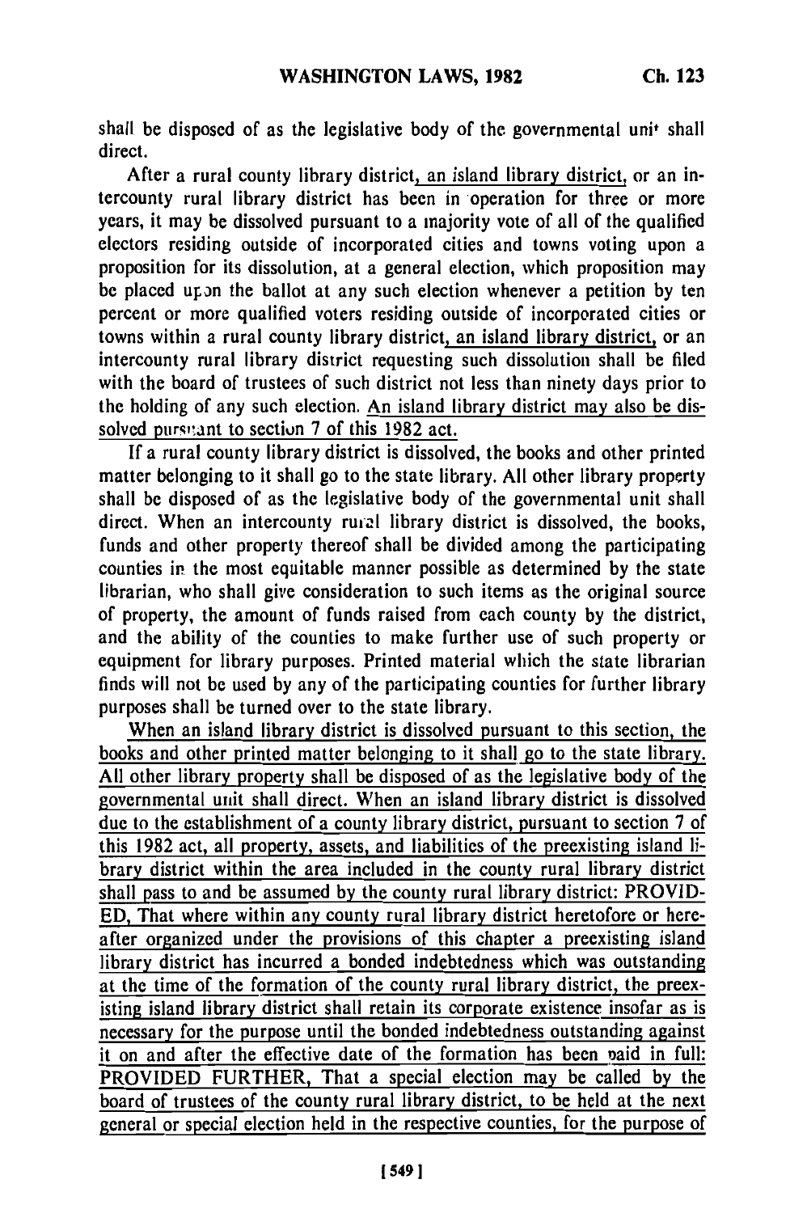shall be disposed of as the legislative body of the governmental unit shall direct.

After a rural county library district, an island library district, or an intercounty rural library district has been in operation for three or more years, it may be dissolved pursuant to a majority vote of all of the qualified electors residing outside of incorporated cities and towns voting upon a proposition for its dissolution, at a general election, which proposition may be placed upon the ballot at any such election whenever a petition by ten percent or more qualified voters residing outside of incorporated cities or towns within a rural county library district, an island library district, or an intercounty rural library district requesting such dissolution shall be filed with the board of trustees of such district not less than ninety days prior to the holding of any such election. An island library district may also be dissolved pursuant to section 7 of this 1982 act.

If a rural county library district is dissolved, the books and other printed matter belonging to it shall go to the state library. All other library property shall be disposed of as the legislative body of the governmental unit shall direct. When an intercounty rural library district is dissolved, the books, funds and other property thereof shall be divided among the participating counties in the most equitable manner possible as determined by the state librarian, who shall give consideration to such items as the original source of property, the amount of funds raised from each county by the district, and the ability of the counties to make further use of such property or equipment for library purposes. Printed material which the state librarian finds will not be used by any of the participating counties for further library purposes shall be turned over to the state library.

When an island library district is dissolved pursuant to this section, the books and other printed matter belonging to it shall go to the state library. All other library property shall be disposed of as the legislative body of the governmental unit shall direct. When an island library district is dissolved due to the establishment of a county library district, pursuant to section 7 of this 1982 act, all property, assets, and liabilities of the preexisting island library district within the area included in the county rural library district shall pass to and be assumed by the county rural library district: PROVIDED, That where within any county rural library district heretofore or hereafter organized under the provisions of this chapter a preexisting island library district has incurred a bonded indebtedness which was outstanding at the time of the formation of the county rural library district, the preexisting island library district shall retain its corporate existence insofar as is necessary for the purpose until the bonded indebtedness outstanding against it on and after the effective date of the formation has been paid in full: PROVIDED FURTHER, That a special election may be called by the board of trustees of the county rural library district, to be held at the next general or special election held in the respective counties, for the purpose of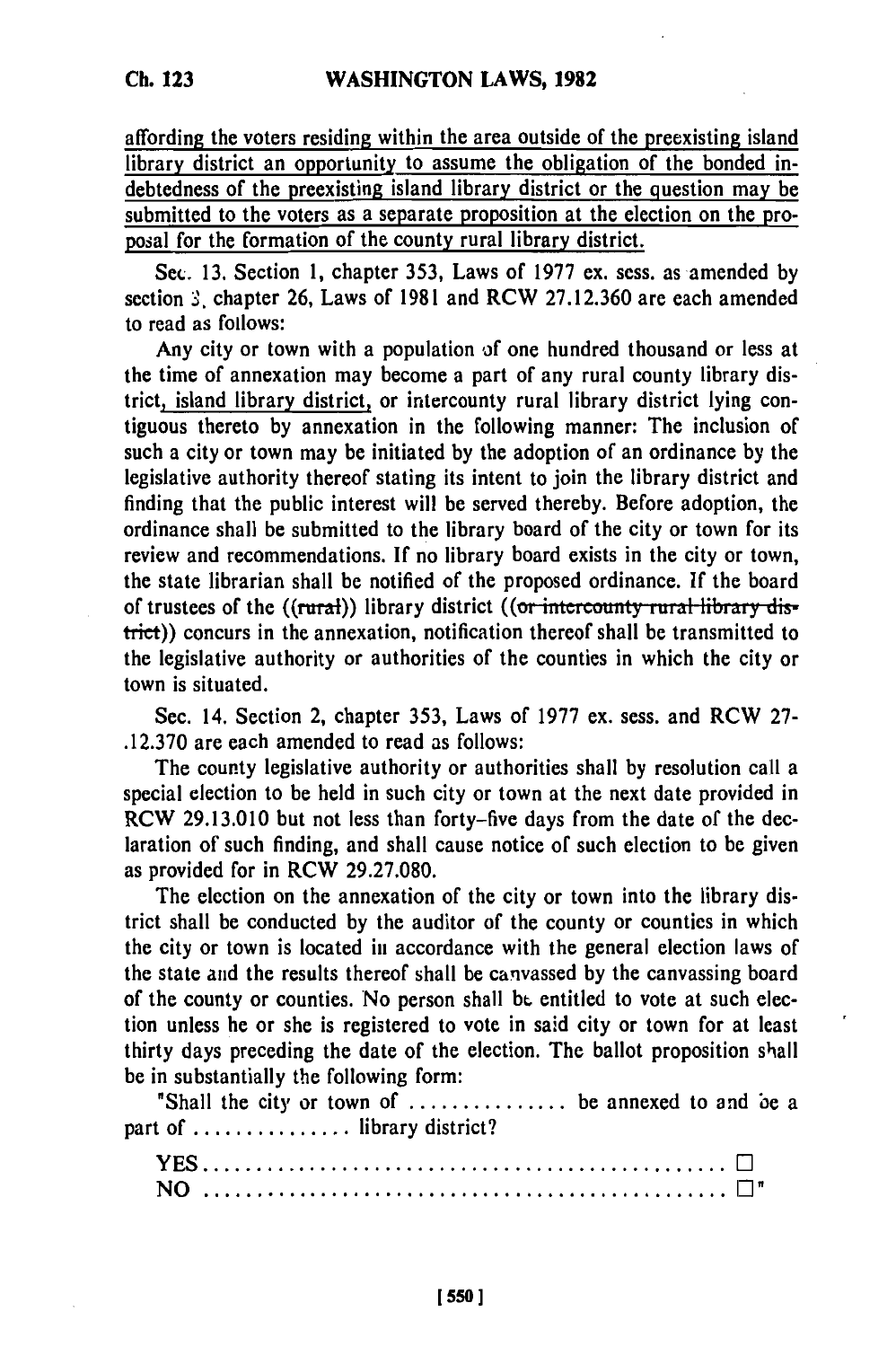affording the voters residing within the area outside of the preexisting island library district an opportunity to assume the obligation of the bonded indebtedness of the preexisting island library district or the question may be submitted to the voters as a separate proposition at the election on the proposal for the formation of the county rural library district.

Sec. 13. Section 1, chapter 353, Laws of 1977 ex. sess. as amended by section 3, chapter 26, Laws of 1981 and RCW 27.12.360 are each amended to read as follows:

Any city or town with a population of one hundred thousand or less at the time of annexation may become a part of any rural county library district, island library district, or intercounty rural library district lying contiguous thereto by annexation in the following manner: The inclusion of such a city or town may be initiated by the adoption of an ordinance by the legislative authority thereof stating its intent to join the library district and finding that the public interest will be served thereby. Before adoption, the ordinance shall be submitted to the library board of the city or town for its review and recommendations. If no library board exists in the city or town, the state librarian shall be notified of the proposed ordinance. If the board of trustees of the ((~~rural~~)) library district ((~~or intercounty rural library district~~)) concurs in the annexation, notification thereof shall be transmitted to the legislative authority or authorities of the counties in which the city or town is situated.

Sec. 14. Section 2, chapter 353, Laws of 1977 ex. sess. and RCW 27.12.370 are each amended to read as follows:

The county legislative authority or authorities shall by resolution call a special election to be held in such city or town at the next date provided in RCW 29.13.010 but not less than forty-five days from the date of the declaration of such finding, and shall cause notice of such election to be given as provided for in RCW 29.27.080.

The election on the annexation of the city or town into the library district shall be conducted by the auditor of the county or counties in which the city or town is located in accordance with the general election laws of the state and the results thereof shall be canvassed by the canvassing board of the county or counties. No person shall be entitled to vote at such election unless he or she is registered to vote in said city or town for at least thirty days preceding the date of the election. The ballot proposition shall be in substantially the following form:

"Shall the city or town of ............... be annexed to and be a part of ............... library district?

YES ............................................... □
NO ............................................... □"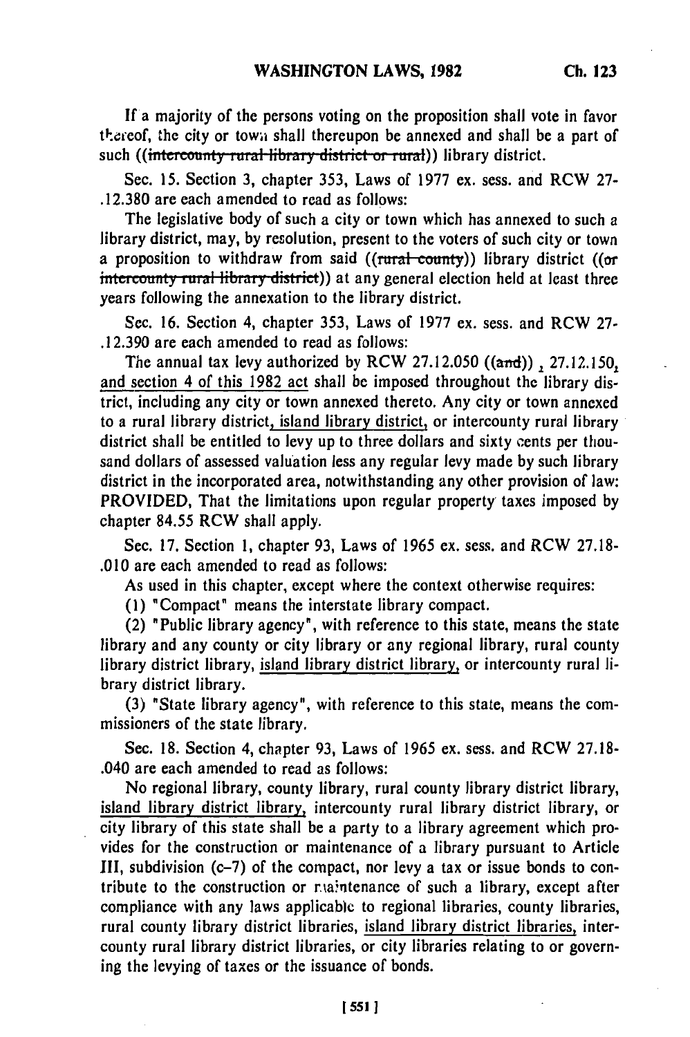If a majority of the persons voting on the proposition shall vote in favor thereof, the city or town shall thereupon be annexed and shall be a part of such ((~~intercounty rural library district or rural~~)) library district.

Sec. 15. Section 3, chapter 353, Laws of 1977 ex. sess. and RCW 27-.12.380 are each amended to read as follows:

The legislative body of such a city or town which has annexed to such a library district, may, by resolution, present to the voters of such city or town a proposition to withdraw from said ((~~rural county~~)) library district ((~~or intercounty rural library district~~)) at any general election held at least three years following the annexation to the library district.

Sec. 16. Section 4, chapter 353, Laws of 1977 ex. sess. and RCW 27-.12.390 are each amended to read as follows:

The annual tax levy authorized by RCW 27.12.050 ((~~and~~)) , 27.12.150, and section 4 of this 1982 act shall be imposed throughout the library district, including any city or town annexed thereto. Any city or town annexed to a rural library district, island library district, or intercounty rural library district shall be entitled to levy up to three dollars and sixty cents per thousand dollars of assessed valuation less any regular levy made by such library district in the incorporated area, notwithstanding any other provision of law: PROVIDED, That the limitations upon regular property taxes imposed by chapter 84.55 RCW shall apply.

Sec. 17. Section 1, chapter 93, Laws of 1965 ex. sess. and RCW 27.18-.010 are each amended to read as follows:

As used in this chapter, except where the context otherwise requires:

(1) "Compact" means the interstate library compact.

(2) "Public library agency", with reference to this state, means the state library and any county or city library or any regional library, rural county library district library, island library district library, or intercounty rural library district library.

(3) "State library agency", with reference to this state, means the commissioners of the state library.

Sec. 18. Section 4, chapter 93, Laws of 1965 ex. sess. and RCW 27.18-.040 are each amended to read as follows:

No regional library, county library, rural county library district library, island library district library, intercounty rural library district library, or city library of this state shall be a party to a library agreement which provides for the construction or maintenance of a library pursuant to Article III, subdivision (c-7) of the compact, nor levy a tax or issue bonds to contribute to the construction or maintenance of such a library, except after compliance with any laws applicable to regional libraries, county libraries, rural county library district libraries, island library district libraries, intercounty rural library district libraries, or city libraries relating to or governing the levying of taxes or the issuance of bonds.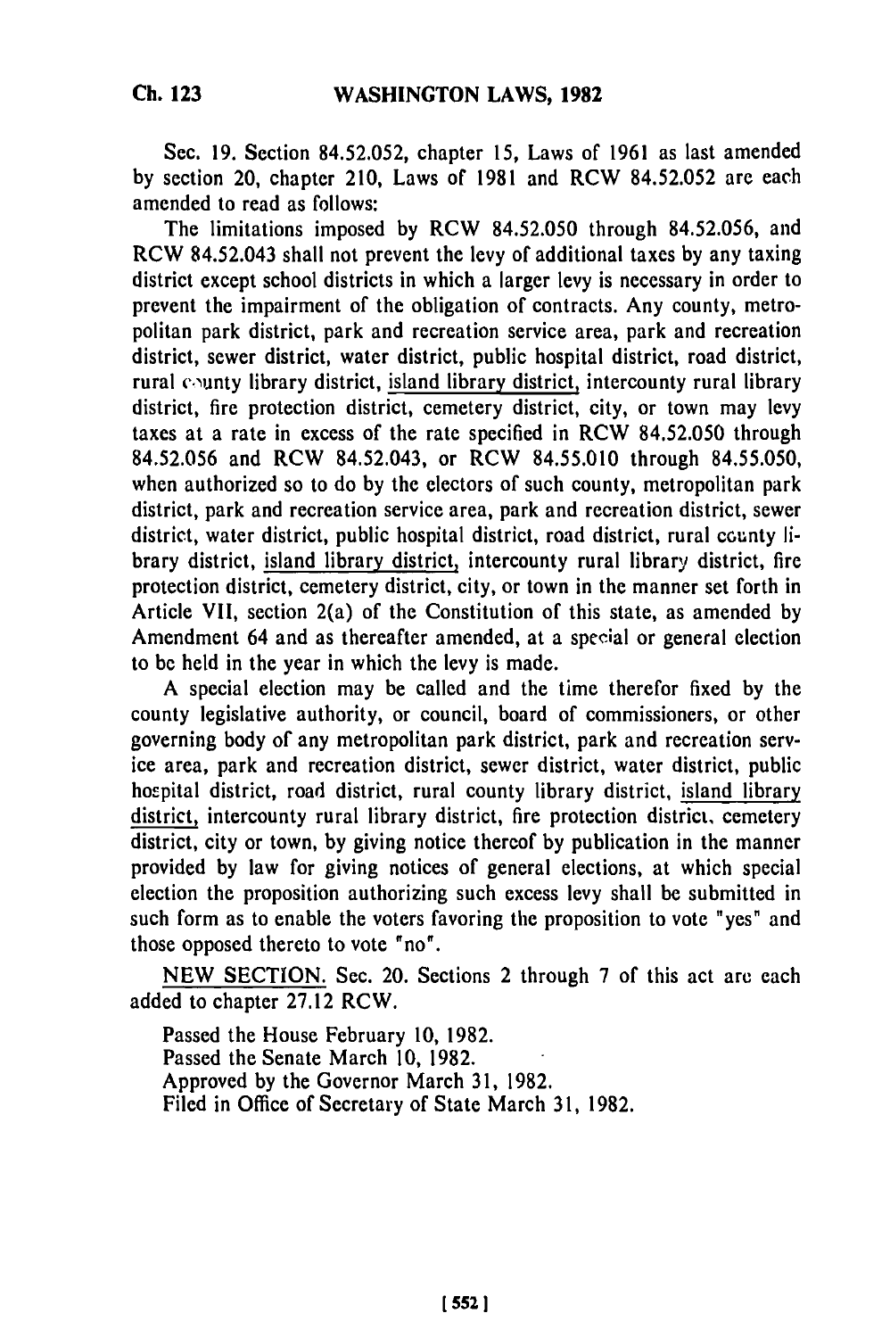Sec. 19. Section 84.52.052, chapter 15, Laws of 1961 as last amended by section 20, chapter 210, Laws of 1981 and RCW 84.52.052 are each amended to read as follows:

The limitations imposed by RCW 84.52.050 through 84.52.056, and RCW 84.52.043 shall not prevent the levy of additional taxes by any taxing district except school districts in which a larger levy is necessary in order to prevent the impairment of the obligation of contracts. Any county, metropolitan park district, park and recreation service area, park and recreation district, sewer district, water district, public hospital district, road district, rural county library district, <u>island library district,</u> intercounty rural library district, fire protection district, cemetery district, city, or town may levy taxes at a rate in excess of the rate specified in RCW 84.52.050 through 84.52.056 and RCW 84.52.043, or RCW 84.55.010 through 84.55.050, when authorized so to do by the electors of such county, metropolitan park district, park and recreation service area, park and recreation district, sewer district, water district, public hospital district, road district, rural county library district, <u>island library district,</u> intercounty rural library district, fire protection district, cemetery district, city, or town in the manner set forth in Article VII, section 2(a) of the Constitution of this state, as amended by Amendment 64 and as thereafter amended, at a special or general election to be held in the year in which the levy is made.

A special election may be called and the time therefor fixed by the county legislative authority, or council, board of commissioners, or other governing body of any metropolitan park district, park and recreation service area, park and recreation district, sewer district, water district, public hospital district, road district, rural county library district, <u>island library district,</u> intercounty rural library district, fire protection district, cemetery district, city or town, by giving notice thereof by publication in the manner provided by law for giving notices of general elections, at which special election the proposition authorizing such excess levy shall be submitted in such form as to enable the voters favoring the proposition to vote "yes" and those opposed thereto to vote "no".

<u>NEW SECTION.</u> Sec. 20. Sections 2 through 7 of this act are each added to chapter 27.12 RCW.

Passed the House February 10, 1982.
Passed the Senate March 10, 1982.
Approved by the Governor March 31, 1982.
Filed in Office of Secretary of State March 31, 1982.